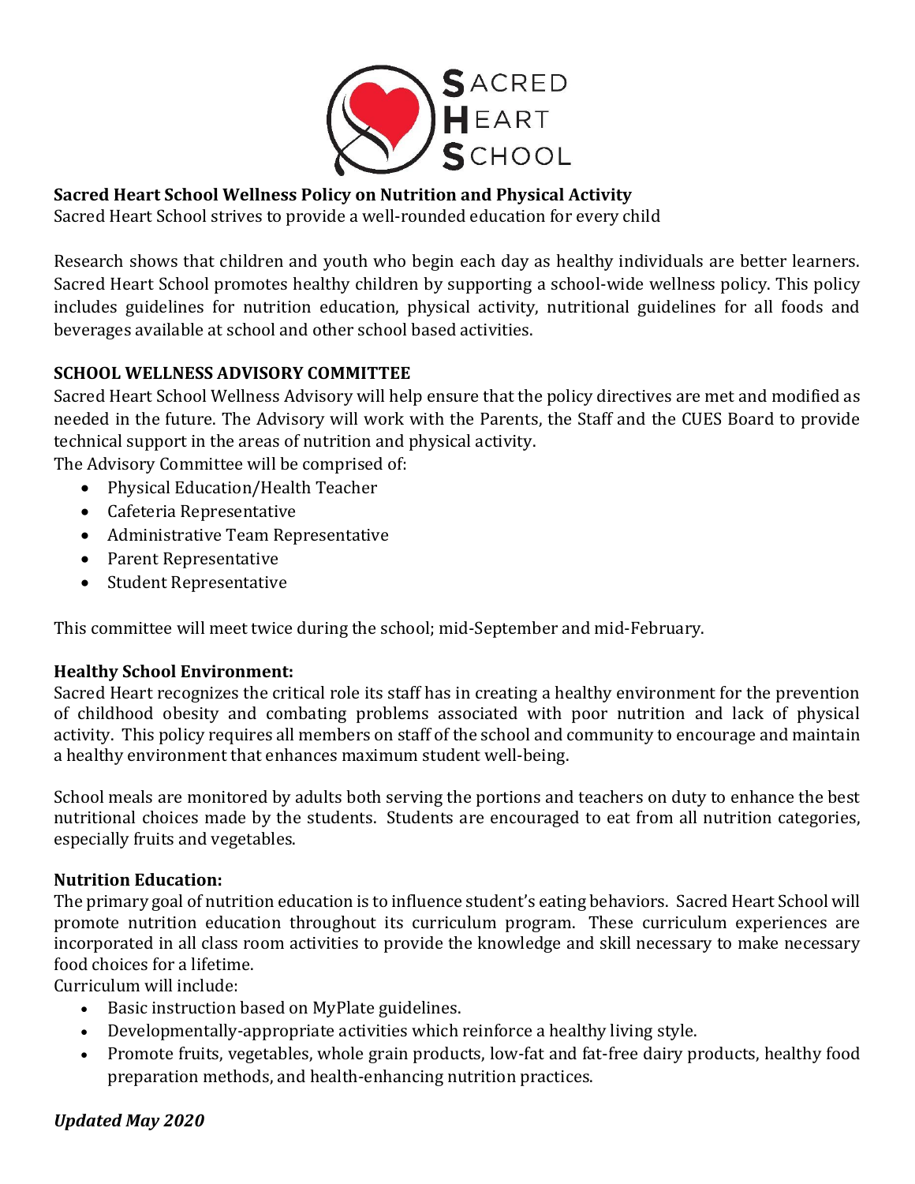SACRED HEART SCHOOL

**Sacred Heart School Wellness Policy on Nutrition and Physical Activity**

Sacred Heart School strives to provide a well-rounded education for every child

Research shows that children and youth who begin each day as healthy individuals are better learners. Sacred Heart School promotes healthy children by supporting a school-wide wellness policy. This policy includes guidelines for nutrition education, physical activity, nutritional guidelines for all foods and beverages available at school and other school based activities.

**SCHOOL WELLNESS ADVISORY COMMITTEE**

Sacred Heart School Wellness Advisory will help ensure that the policy directives are met and modified as needed in the future. The Advisory will work with the Parents, the Staff and the CUES Board to provide technical support in the areas of nutrition and physical activity.

The Advisory Committee will be comprised of:

- Physical Education/Health Teacher
- Cafeteria Representative
- Administrative Team Representative
- Parent Representative
- Student Representative

This committee will meet twice during the school; mid-September and mid-February.

**Healthy School Environment:**

Sacred Heart recognizes the critical role its staff has in creating a healthy environment for the prevention of childhood obesity and combating problems associated with poor nutrition and lack of physical activity. This policy requires all members on staff of the school and community to encourage and maintain a healthy environment that enhances maximum student well-being.

School meals are monitored by adults both serving the portions and teachers on duty to enhance the best nutritional choices made by the students. Students are encouraged to eat from all nutrition categories, especially fruits and vegetables.

**Nutrition Education:**

The primary goal of nutrition education is to influence student's eating behaviors. Sacred Heart School will promote nutrition education throughout its curriculum program. These curriculum experiences are incorporated in all class room activities to provide the knowledge and skill necessary to make necessary food choices for a lifetime.

Curriculum will include:

- Basic instruction based on MyPlate guidelines.
- Developmentally-appropriate activities which reinforce a healthy living style.
- Promote fruits, vegetables, whole grain products, low-fat and fat-free dairy products, healthy food preparation methods, and health-enhancing nutrition practices.

***Updated May 2020***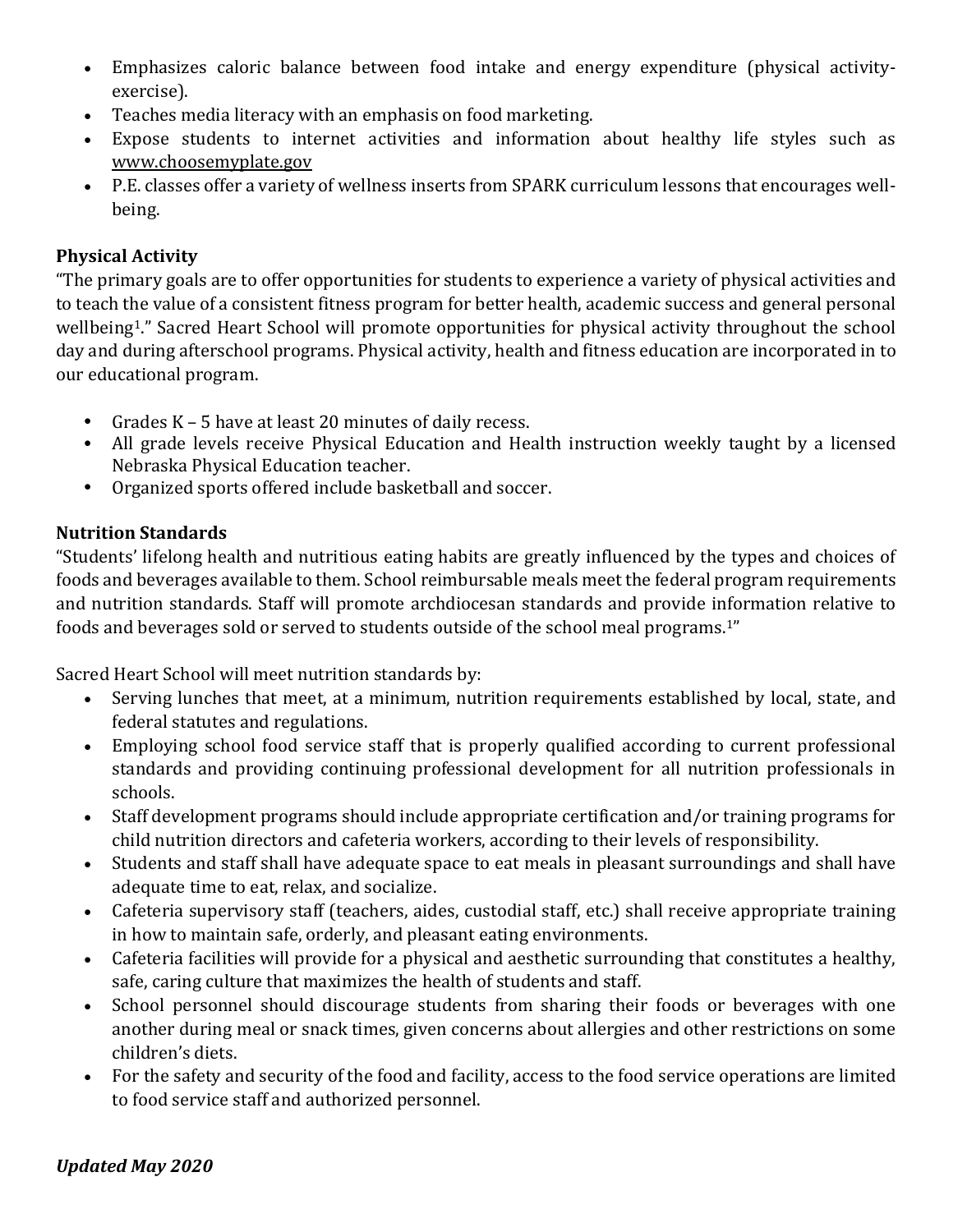- Emphasizes caloric balance between food intake and energy expenditure (physical activity-exercise).
- Teaches media literacy with an emphasis on food marketing.
- Expose students to internet activities and information about healthy life styles such as www.choosemyplate.gov
- P.E. classes offer a variety of wellness inserts from SPARK curriculum lessons that encourages well-being.

**Physical Activity**

"The primary goals are to offer opportunities for students to experience a variety of physical activities and to teach the value of a consistent fitness program for better health, academic success and general personal wellbeing[1]." Sacred Heart School will promote opportunities for physical activity throughout the school day and during afterschool programs. Physical activity, health and fitness education are incorporated in to our educational program.

- Grades K – 5 have at least 20 minutes of daily recess.
- All grade levels receive Physical Education and Health instruction weekly taught by a licensed Nebraska Physical Education teacher.
- Organized sports offered include basketball and soccer.

**Nutrition Standards**

"Students' lifelong health and nutritious eating habits are greatly influenced by the types and choices of foods and beverages available to them. School reimbursable meals meet the federal program requirements and nutrition standards. Staff will promote archdiocesan standards and provide information relative to foods and beverages sold or served to students outside of the school meal programs.[1]"

Sacred Heart School will meet nutrition standards by:

- Serving lunches that meet, at a minimum, nutrition requirements established by local, state, and federal statutes and regulations.
- Employing school food service staff that is properly qualified according to current professional standards and providing continuing professional development for all nutrition professionals in schools.
- Staff development programs should include appropriate certification and/or training programs for child nutrition directors and cafeteria workers, according to their levels of responsibility.
- Students and staff shall have adequate space to eat meals in pleasant surroundings and shall have adequate time to eat, relax, and socialize.
- Cafeteria supervisory staff (teachers, aides, custodial staff, etc.) shall receive appropriate training in how to maintain safe, orderly, and pleasant eating environments.
- Cafeteria facilities will provide for a physical and aesthetic surrounding that constitutes a healthy, safe, caring culture that maximizes the health of students and staff.
- School personnel should discourage students from sharing their foods or beverages with one another during meal or snack times, given concerns about allergies and other restrictions on some children's diets.
- For the safety and security of the food and facility, access to the food service operations are limited to food service staff and authorized personnel.

***Updated May 2020***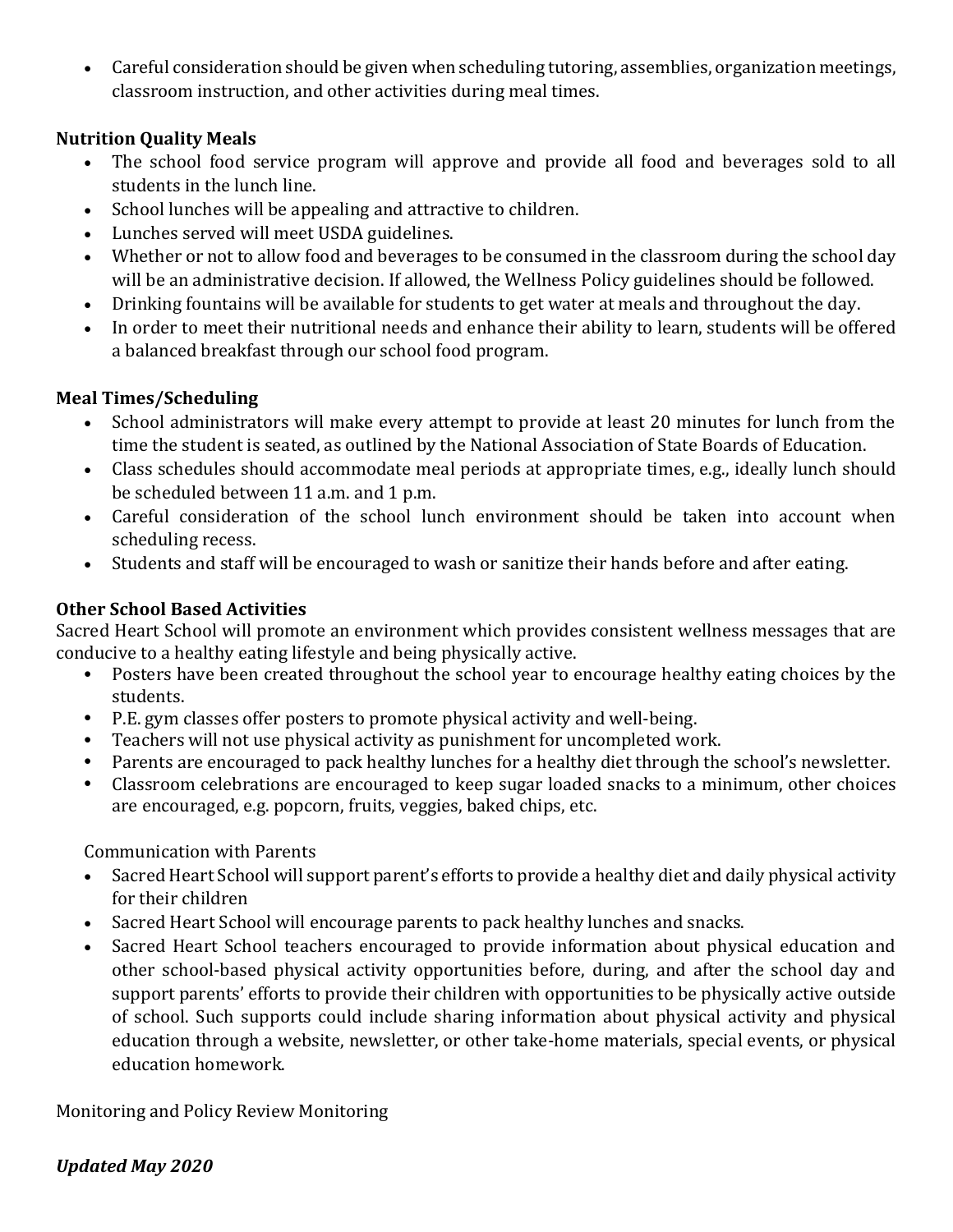- Careful consideration should be given when scheduling tutoring, assemblies, organization meetings, classroom instruction, and other activities during meal times.

**Nutrition Quality Meals**

- The school food service program will approve and provide all food and beverages sold to all students in the lunch line.
- School lunches will be appealing and attractive to children.
- Lunches served will meet USDA guidelines.
- Whether or not to allow food and beverages to be consumed in the classroom during the school day will be an administrative decision. If allowed, the Wellness Policy guidelines should be followed.
- Drinking fountains will be available for students to get water at meals and throughout the day.
- In order to meet their nutritional needs and enhance their ability to learn, students will be offered a balanced breakfast through our school food program.

**Meal Times/Scheduling**

- School administrators will make every attempt to provide at least 20 minutes for lunch from the time the student is seated, as outlined by the National Association of State Boards of Education.
- Class schedules should accommodate meal periods at appropriate times, e.g., ideally lunch should be scheduled between 11 a.m. and 1 p.m.
- Careful consideration of the school lunch environment should be taken into account when scheduling recess.
- Students and staff will be encouraged to wash or sanitize their hands before and after eating.

**Other School Based Activities**

Sacred Heart School will promote an environment which provides consistent wellness messages that are conducive to a healthy eating lifestyle and being physically active.

- Posters have been created throughout the school year to encourage healthy eating choices by the students.
- P.E. gym classes offer posters to promote physical activity and well-being.
- Teachers will not use physical activity as punishment for uncompleted work.
- Parents are encouraged to pack healthy lunches for a healthy diet through the school's newsletter.
- Classroom celebrations are encouraged to keep sugar loaded snacks to a minimum, other choices are encouraged, e.g. popcorn, fruits, veggies, baked chips, etc.

Communication with Parents

- Sacred Heart School will support parent's efforts to provide a healthy diet and daily physical activity for their children
- Sacred Heart School will encourage parents to pack healthy lunches and snacks.
- Sacred Heart School teachers encouraged to provide information about physical education and other school-based physical activity opportunities before, during, and after the school day and support parents' efforts to provide their children with opportunities to be physically active outside of school. Such supports could include sharing information about physical activity and physical education through a website, newsletter, or other take-home materials, special events, or physical education homework.

Monitoring and Policy Review Monitoring

***Updated May 2020***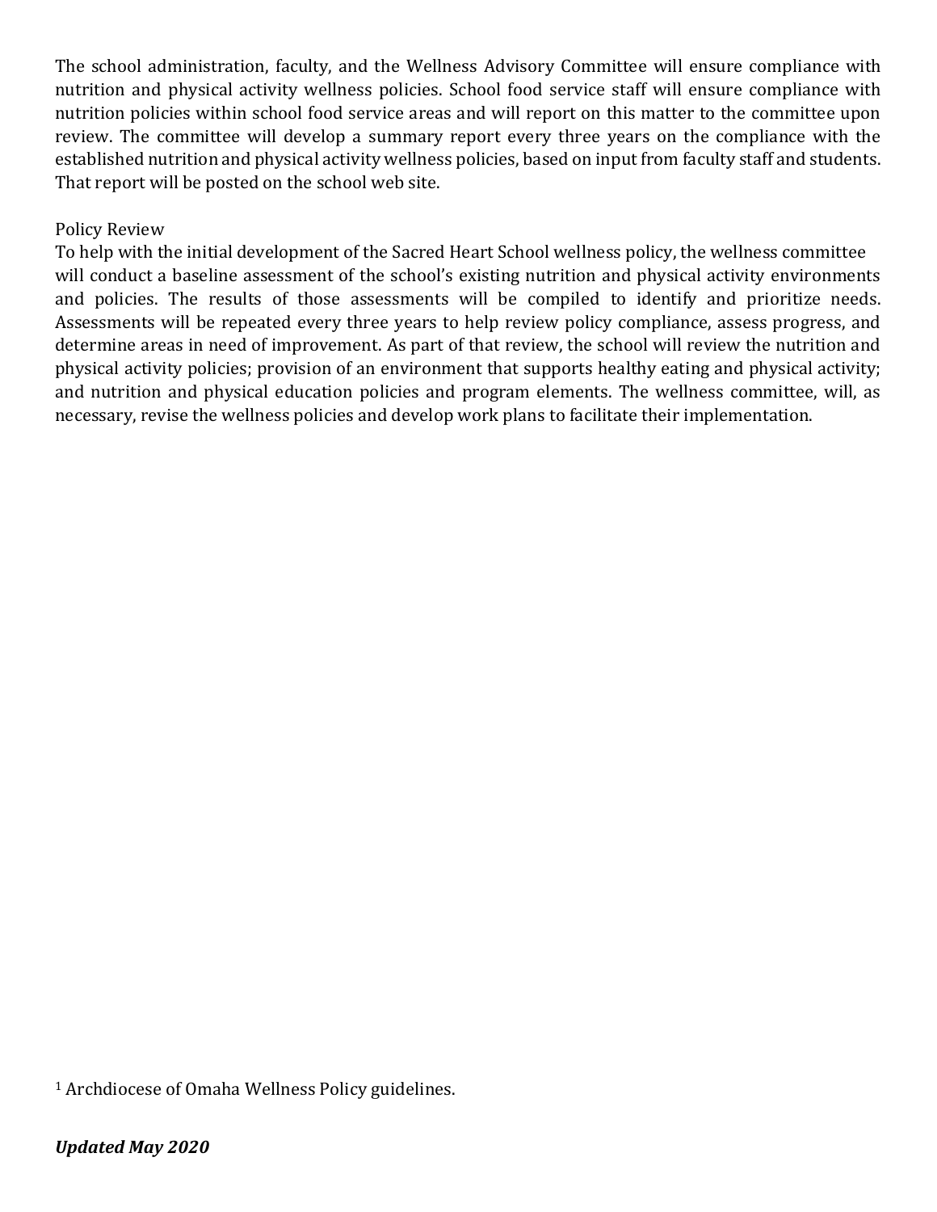The school administration, faculty, and the Wellness Advisory Committee will ensure compliance with nutrition and physical activity wellness policies. School food service staff will ensure compliance with nutrition policies within school food service areas and will report on this matter to the committee upon review. The committee will develop a summary report every three years on the compliance with the established nutrition and physical activity wellness policies, based on input from faculty staff and students. That report will be posted on the school web site.

Policy Review

To help with the initial development of the Sacred Heart School wellness policy, the wellness committee will conduct a baseline assessment of the school's existing nutrition and physical activity environments and policies. The results of those assessments will be compiled to identify and prioritize needs. Assessments will be repeated every three years to help review policy compliance, assess progress, and determine areas in need of improvement. As part of that review, the school will review the nutrition and physical activity policies; provision of an environment that supports healthy eating and physical activity; and nutrition and physical education policies and program elements. The wellness committee, will, as necessary, revise the wellness policies and develop work plans to facilitate their implementation.

[1] Archdiocese of Omaha Wellness Policy guidelines.

***Updated May 2020***